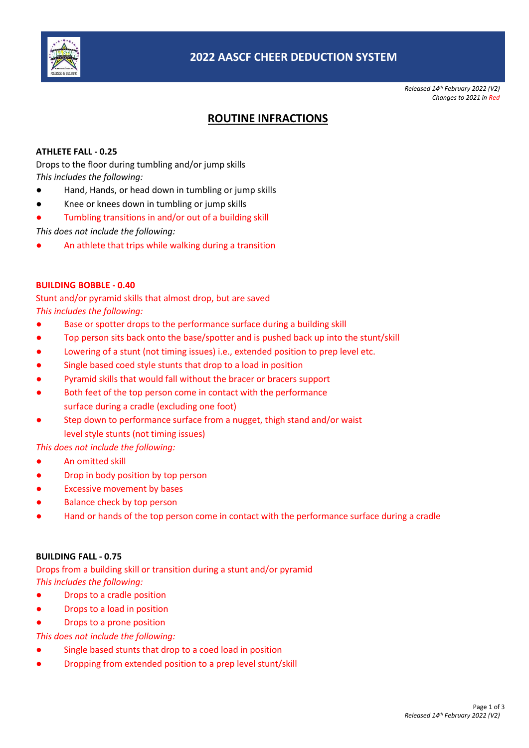# 2022 AASCF CHEER DEDUCTION SYSTEM

*Released 14th February 2022 (V2)*
*Changes to 2021 in Red*

## ROUTINE INFRACTIONS

**ATHLETE FALL - 0.25**

Drops to the floor during tumbling and/or jump skills

*This includes the following:*

- Hand, Hands, or head down in tumbling or jump skills
- Knee or knees down in tumbling or jump skills
- Tumbling transitions in and/or out of a building skill

*This does not include the following:*

- An athlete that trips while walking during a transition

**BUILDING BOBBLE - 0.40**

Stunt and/or pyramid skills that almost drop, but are saved

*This includes the following:*

- Base or spotter drops to the performance surface during a building skill
- Top person sits back onto the base/spotter and is pushed back up into the stunt/skill
- Lowering of a stunt (not timing issues) i.e., extended position to prep level etc.
- Single based coed style stunts that drop to a load in position
- Pyramid skills that would fall without the bracer or bracers support
- Both feet of the top person come in contact with the performance surface during a cradle (excluding one foot)
- Step down to performance surface from a nugget, thigh stand and/or waist level style stunts (not timing issues)

*This does not include the following:*

- An omitted skill
- Drop in body position by top person
- Excessive movement by bases
- Balance check by top person
- Hand or hands of the top person come in contact with the performance surface during a cradle

**BUILDING FALL - 0.75**

Drops from a building skill or transition during a stunt and/or pyramid

*This includes the following:*

- Drops to a cradle position
- Drops to a load in position
- Drops to a prone position

*This does not include the following:*

- Single based stunts that drop to a coed load in position
- Dropping from extended position to a prep level stunt/skill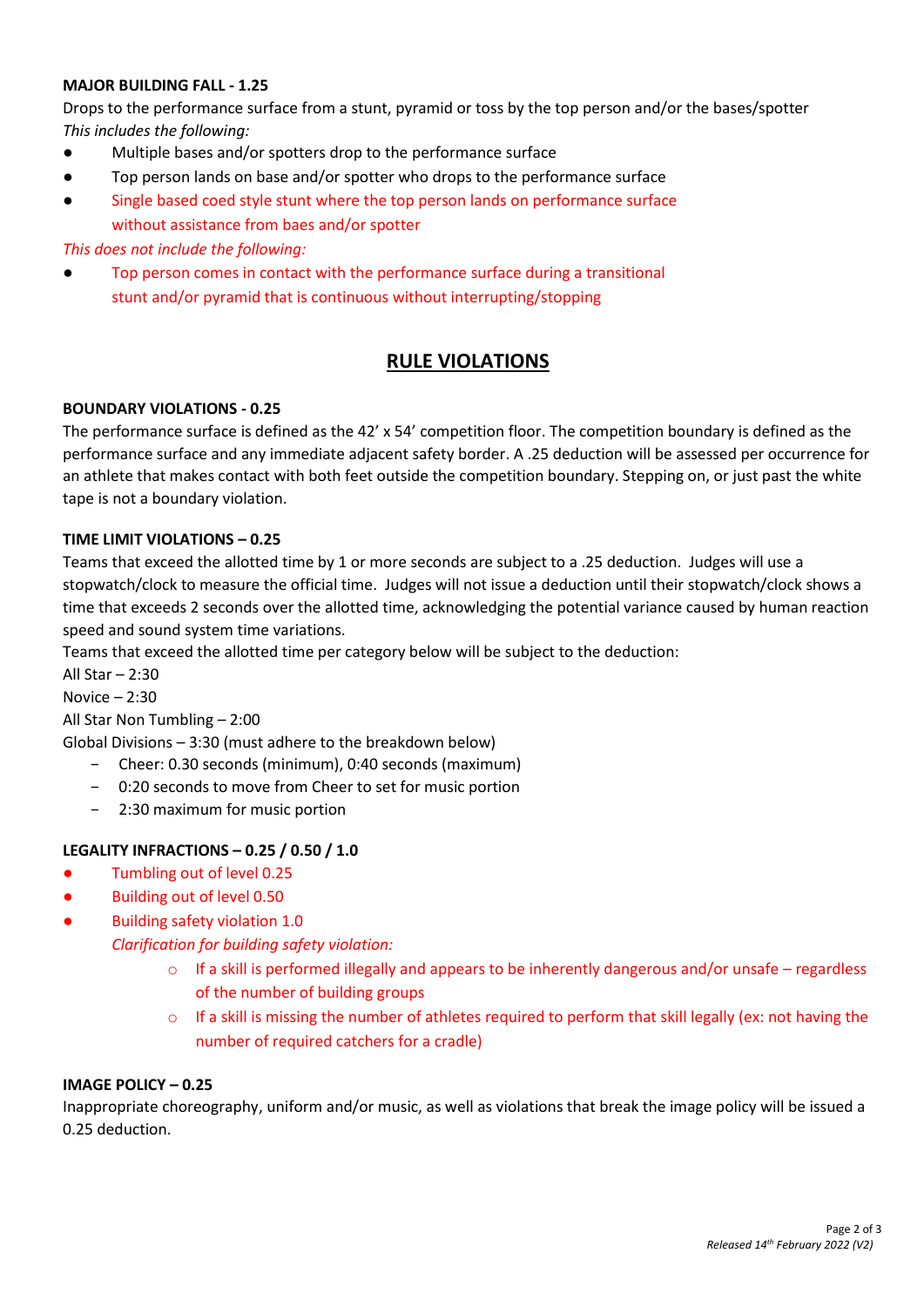**MAJOR BUILDING FALL - 1.25**

Drops to the performance surface from a stunt, pyramid or toss by the top person and/or the bases/spotter

*This includes the following:*

- Multiple bases and/or spotters drop to the performance surface
- Top person lands on base and/or spotter who drops to the performance surface
- Single based coed style stunt where the top person lands on performance surface without assistance from baes and/or spotter

*This does not include the following:*

- Top person comes in contact with the performance surface during a transitional stunt and/or pyramid that is continuous without interrupting/stopping

## RULE VIOLATIONS

**BOUNDARY VIOLATIONS - 0.25**

The performance surface is defined as the 42' x 54' competition floor. The competition boundary is defined as the performance surface and any immediate adjacent safety border. A .25 deduction will be assessed per occurrence for an athlete that makes contact with both feet outside the competition boundary. Stepping on, or just past the white tape is not a boundary violation.

**TIME LIMIT VIOLATIONS – 0.25**

Teams that exceed the allotted time by 1 or more seconds are subject to a .25 deduction. Judges will use a stopwatch/clock to measure the official time. Judges will not issue a deduction until their stopwatch/clock shows a time that exceeds 2 seconds over the allotted time, acknowledging the potential variance caused by human reaction speed and sound system time variations.

Teams that exceed the allotted time per category below will be subject to the deduction:

All Star – 2:30

Novice – 2:30

All Star Non Tumbling – 2:00

Global Divisions – 3:30 (must adhere to the breakdown below)

- Cheer: 0.30 seconds (minimum), 0:40 seconds (maximum)
- 0:20 seconds to move from Cheer to set for music portion
- 2:30 maximum for music portion

**LEGALITY INFRACTIONS – 0.25 / 0.50 / 1.0**

- Tumbling out of level 0.25
- Building out of level 0.50
- Building safety violation 1.0

  *Clarification for building safety violation:*
  - If a skill is performed illegally and appears to be inherently dangerous and/or unsafe – regardless of the number of building groups
  - If a skill is missing the number of athletes required to perform that skill legally (ex: not having the number of required catchers for a cradle)

**IMAGE POLICY – 0.25**

Inappropriate choreography, uniform and/or music, as well as violations that break the image policy will be issued a 0.25 deduction.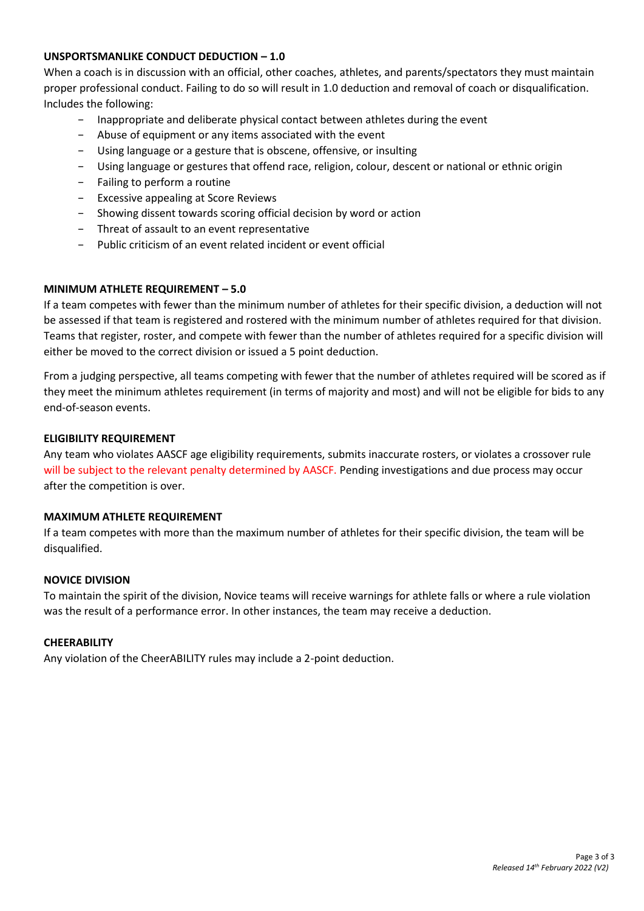**UNSPORTSMANLIKE CONDUCT DEDUCTION – 1.0**

When a coach is in discussion with an official, other coaches, athletes, and parents/spectators they must maintain proper professional conduct. Failing to do so will result in 1.0 deduction and removal of coach or disqualification. Includes the following:

- Inappropriate and deliberate physical contact between athletes during the event
- Abuse of equipment or any items associated with the event
- Using language or a gesture that is obscene, offensive, or insulting
- Using language or gestures that offend race, religion, colour, descent or national or ethnic origin
- Failing to perform a routine
- Excessive appealing at Score Reviews
- Showing dissent towards scoring official decision by word or action
- Threat of assault to an event representative
- Public criticism of an event related incident or event official

**MINIMUM ATHLETE REQUIREMENT – 5.0**

If a team competes with fewer than the minimum number of athletes for their specific division, a deduction will not be assessed if that team is registered and rostered with the minimum number of athletes required for that division. Teams that register, roster, and compete with fewer than the number of athletes required for a specific division will either be moved to the correct division or issued a 5 point deduction.

From a judging perspective, all teams competing with fewer that the number of athletes required will be scored as if they meet the minimum athletes requirement (in terms of majority and most) and will not be eligible for bids to any end-of-season events.

**ELIGIBILITY REQUIREMENT**

Any team who violates AASCF age eligibility requirements, submits inaccurate rosters, or violates a crossover rule will be subject to the relevant penalty determined by AASCF. Pending investigations and due process may occur after the competition is over.

**MAXIMUM ATHLETE REQUIREMENT**

If a team competes with more than the maximum number of athletes for their specific division, the team will be disqualified.

**NOVICE DIVISION**

To maintain the spirit of the division, Novice teams will receive warnings for athlete falls or where a rule violation was the result of a performance error. In other instances, the team may receive a deduction.

**CHEERABILITY**

Any violation of the CheerABILITY rules may include a 2-point deduction.